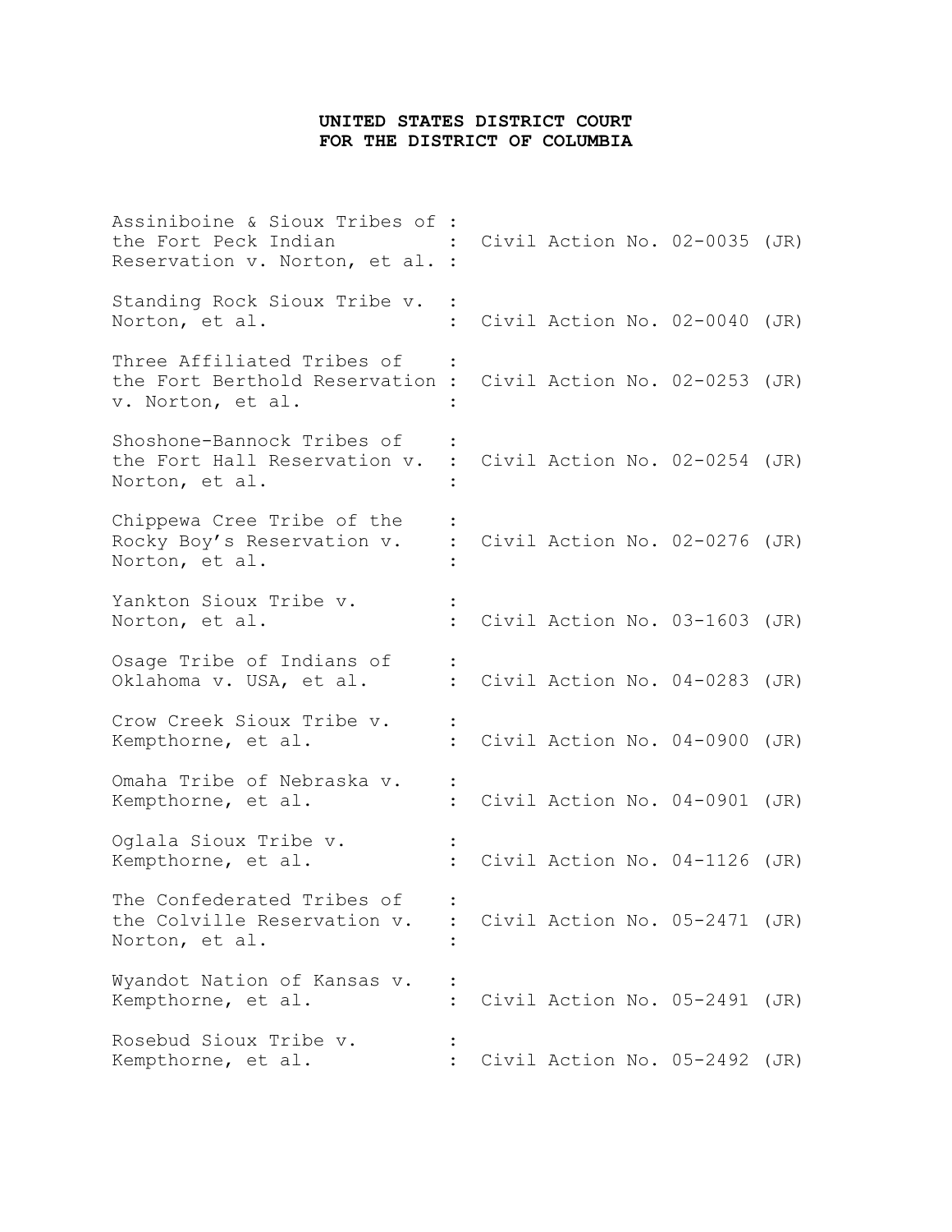**UNITED STATES DISTRICT COURT**
**FOR THE DISTRICT OF COLUMBIA**

| | | |
|---|---|---|
| Assiniboine & Sioux Tribes of the Fort Peck Indian Reservation v. Norton, et al. | : | Civil Action No. 02-0035 (JR) |
| Standing Rock Sioux Tribe v. Norton, et al. | : | Civil Action No. 02-0040 (JR) |
| Three Affiliated Tribes of the Fort Berthold Reservation v. Norton, et al. | : | Civil Action No. 02-0253 (JR) |
| Shoshone-Bannock Tribes of the Fort Hall Reservation v. Norton, et al. | : | Civil Action No. 02-0254 (JR) |
| Chippewa Cree Tribe of the Rocky Boy's Reservation v. Norton, et al. | : | Civil Action No. 02-0276 (JR) |
| Yankton Sioux Tribe v. Norton, et al. | : | Civil Action No. 03-1603 (JR) |
| Osage Tribe of Indians of Oklahoma v. USA, et al. | : | Civil Action No. 04-0283 (JR) |
| Crow Creek Sioux Tribe v. Kempthorne, et al. | : | Civil Action No. 04-0900 (JR) |
| Omaha Tribe of Nebraska v. Kempthorne, et al. | : | Civil Action No. 04-0901 (JR) |
| Oglala Sioux Tribe v. Kempthorne, et al. | : | Civil Action No. 04-1126 (JR) |
| The Confederated Tribes of the Colville Reservation v. Norton, et al. | : | Civil Action No. 05-2471 (JR) |
| Wyandot Nation of Kansas v. Kempthorne, et al. | : | Civil Action No. 05-2491 (JR) |
| Rosebud Sioux Tribe v. Kempthorne, et al. | : | Civil Action No. 05-2492 (JR) |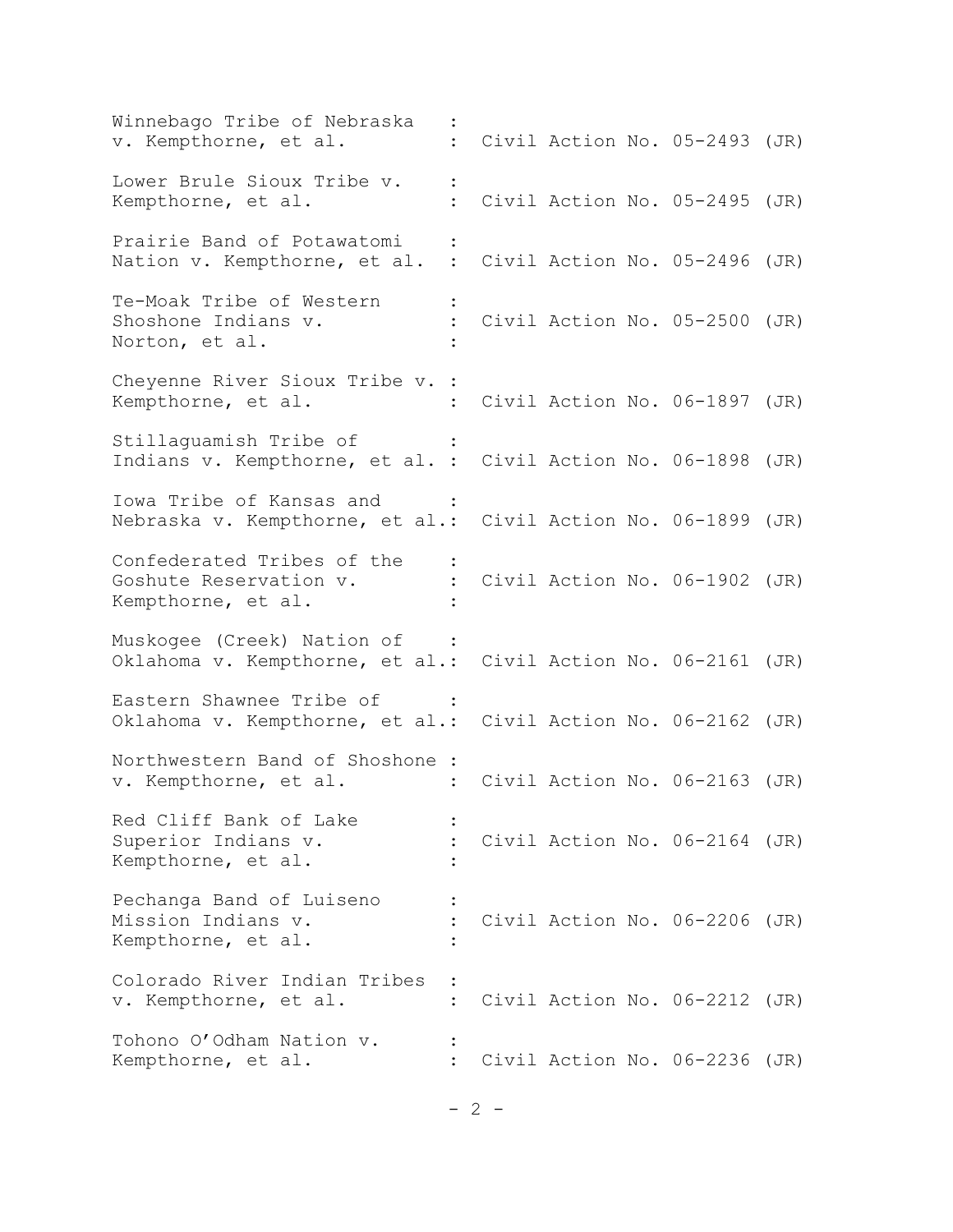| | | |
|---|---|---|
| Winnebago Tribe of Nebraska v. Kempthorne, et al. | : | Civil Action No. 05-2493 (JR) |
| Lower Brule Sioux Tribe v. Kempthorne, et al. | : | Civil Action No. 05-2495 (JR) |
| Prairie Band of Potawatomi Nation v. Kempthorne, et al. | : | Civil Action No. 05-2496 (JR) |
| Te-Moak Tribe of Western Shoshone Indians v. Norton, et al. | : | Civil Action No. 05-2500 (JR) |
| Cheyenne River Sioux Tribe v. Kempthorne, et al. | : | Civil Action No. 06-1897 (JR) |
| Stillaguamish Tribe of Indians v. Kempthorne, et al. | : | Civil Action No. 06-1898 (JR) |
| Iowa Tribe of Kansas and Nebraska v. Kempthorne, et al. | : | Civil Action No. 06-1899 (JR) |
| Confederated Tribes of the Goshute Reservation v. Kempthorne, et al. | : | Civil Action No. 06-1902 (JR) |
| Muskogee (Creek) Nation of Oklahoma v. Kempthorne, et al. | : | Civil Action No. 06-2161 (JR) |
| Eastern Shawnee Tribe of Oklahoma v. Kempthorne, et al. | : | Civil Action No. 06-2162 (JR) |
| Northwestern Band of Shoshone v. Kempthorne, et al. | : | Civil Action No. 06-2163 (JR) |
| Red Cliff Bank of Lake Superior Indians v. Kempthorne, et al. | : | Civil Action No. 06-2164 (JR) |
| Pechanga Band of Luiseno Mission Indians v. Kempthorne, et al. | : | Civil Action No. 06-2206 (JR) |
| Colorado River Indian Tribes v. Kempthorne, et al. | : | Civil Action No. 06-2212 (JR) |
| Tohono O'Odham Nation v. Kempthorne, et al. | : | Civil Action No. 06-2236 (JR) |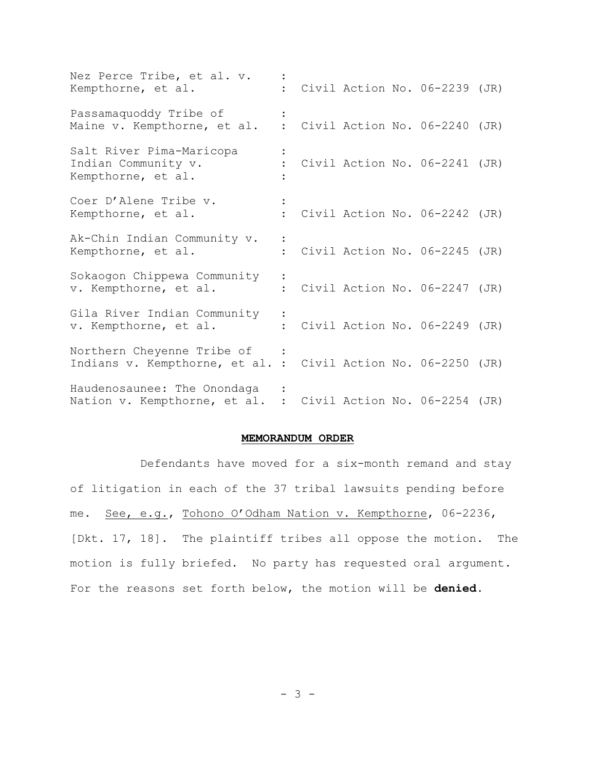| | | |
|---|---|---|
| Nez Perce Tribe, et al. v. Kempthorne, et al. | : | Civil Action No. 06-2239 (JR) |
| Passamaquoddy Tribe of Maine v. Kempthorne, et al. | : | Civil Action No. 06-2240 (JR) |
| Salt River Pima-Maricopa Indian Community v. Kempthorne, et al. | : | Civil Action No. 06-2241 (JR) |
| Coer D'Alene Tribe v. Kempthorne, et al. | : | Civil Action No. 06-2242 (JR) |
| Ak-Chin Indian Community v. Kempthorne, et al. | : | Civil Action No. 06-2245 (JR) |
| Sokaogon Chippewa Community v. Kempthorne, et al. | : | Civil Action No. 06-2247 (JR) |
| Gila River Indian Community v. Kempthorne, et al. | : | Civil Action No. 06-2249 (JR) |
| Northern Cheyenne Tribe of Indians v. Kempthorne, et al. | : | Civil Action No. 06-2250 (JR) |
| Haudenosaunee: The Onondaga Nation v. Kempthorne, et al. | : | Civil Action No. 06-2254 (JR) |

## MEMORANDUM ORDER

Defendants have moved for a six-month remand and stay of litigation in each of the 37 tribal lawsuits pending before me. See, e.g., Tohono O'Odham Nation v. Kempthorne, 06-2236, [Dkt. 17, 18]. The plaintiff tribes all oppose the motion. The motion is fully briefed. No party has requested oral argument. For the reasons set forth below, the motion will be **denied**.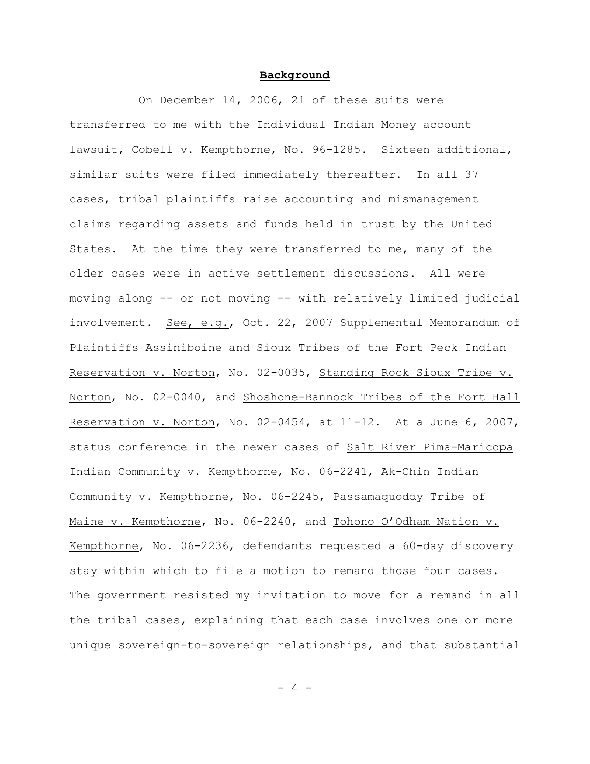**Background**

On December 14, 2006, 21 of these suits were transferred to me with the Individual Indian Money account lawsuit, Cobell v. Kempthorne, No. 96-1285. Sixteen additional, similar suits were filed immediately thereafter. In all 37 cases, tribal plaintiffs raise accounting and mismanagement claims regarding assets and funds held in trust by the United States. At the time they were transferred to me, many of the older cases were in active settlement discussions. All were moving along -- or not moving -- with relatively limited judicial involvement. See, e.g., Oct. 22, 2007 Supplemental Memorandum of Plaintiffs Assiniboine and Sioux Tribes of the Fort Peck Indian Reservation v. Norton, No. 02-0035, Standing Rock Sioux Tribe v. Norton, No. 02-0040, and Shoshone-Bannock Tribes of the Fort Hall Reservation v. Norton, No. 02-0454, at 11-12. At a June 6, 2007, status conference in the newer cases of Salt River Pima-Maricopa Indian Community v. Kempthorne, No. 06-2241, Ak-Chin Indian Community v. Kempthorne, No. 06-2245, Passamaquoddy Tribe of Maine v. Kempthorne, No. 06-2240, and Tohono O'Odham Nation v. Kempthorne, No. 06-2236, defendants requested a 60-day discovery stay within which to file a motion to remand those four cases. The government resisted my invitation to move for a remand in all the tribal cases, explaining that each case involves one or more unique sovereign-to-sovereign relationships, and that substantial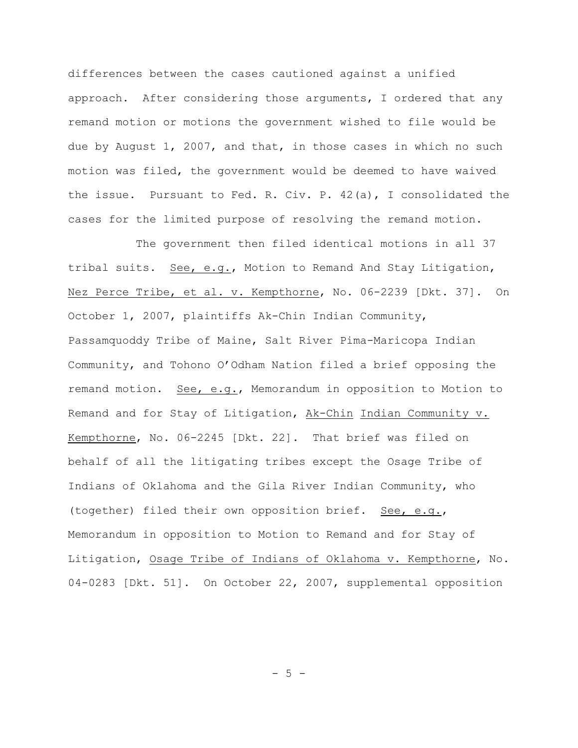differences between the cases cautioned against a unified approach. After considering those arguments, I ordered that any remand motion or motions the government wished to file would be due by August 1, 2007, and that, in those cases in which no such motion was filed, the government would be deemed to have waived the issue. Pursuant to Fed. R. Civ. P. 42(a), I consolidated the cases for the limited purpose of resolving the remand motion.

The government then filed identical motions in all 37 tribal suits. See, e.g., Motion to Remand And Stay Litigation, Nez Perce Tribe, et al. v. Kempthorne, No. 06-2239 [Dkt. 37]. On October 1, 2007, plaintiffs Ak-Chin Indian Community, Passamquoddy Tribe of Maine, Salt River Pima-Maricopa Indian Community, and Tohono O'Odham Nation filed a brief opposing the remand motion. See, e.g., Memorandum in opposition to Motion to Remand and for Stay of Litigation, Ak-Chin Indian Community v. Kempthorne, No. 06-2245 [Dkt. 22]. That brief was filed on behalf of all the litigating tribes except the Osage Tribe of Indians of Oklahoma and the Gila River Indian Community, who (together) filed their own opposition brief. See, e.g., Memorandum in opposition to Motion to Remand and for Stay of Litigation, Osage Tribe of Indians of Oklahoma v. Kempthorne, No. 04-0283 [Dkt. 51]. On October 22, 2007, supplemental opposition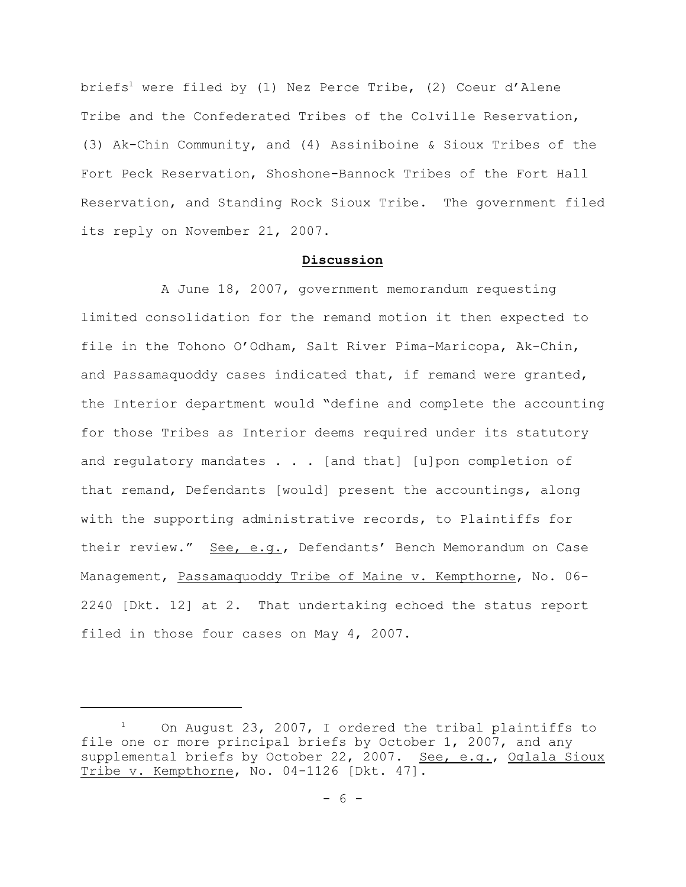briefs[1] were filed by (1) Nez Perce Tribe, (2) Coeur d'Alene Tribe and the Confederated Tribes of the Colville Reservation, (3) Ak-Chin Community, and (4) Assiniboine & Sioux Tribes of the Fort Peck Reservation, Shoshone-Bannock Tribes of the Fort Hall Reservation, and Standing Rock Sioux Tribe. The government filed its reply on November 21, 2007.

## **Discussion**

A June 18, 2007, government memorandum requesting limited consolidation for the remand motion it then expected to file in the Tohono O'Odham, Salt River Pima-Maricopa, Ak-Chin, and Passamaquoddy cases indicated that, if remand were granted, the Interior department would "define and complete the accounting for those Tribes as Interior deems required under its statutory and regulatory mandates . . . [and that] [u]pon completion of that remand, Defendants [would] present the accountings, along with the supporting administrative records, to Plaintiffs for their review." See, e.g., Defendants' Bench Memorandum on Case Management, Passamaquoddy Tribe of Maine v. Kempthorne, No. 06-2240 [Dkt. 12] at 2. That undertaking echoed the status report filed in those four cases on May 4, 2007.

---

[1] On August 23, 2007, I ordered the tribal plaintiffs to file one or more principal briefs by October 1, 2007, and any supplemental briefs by October 22, 2007. See, e.g., Oglala Sioux Tribe v. Kempthorne, No. 04-1126 [Dkt. 47].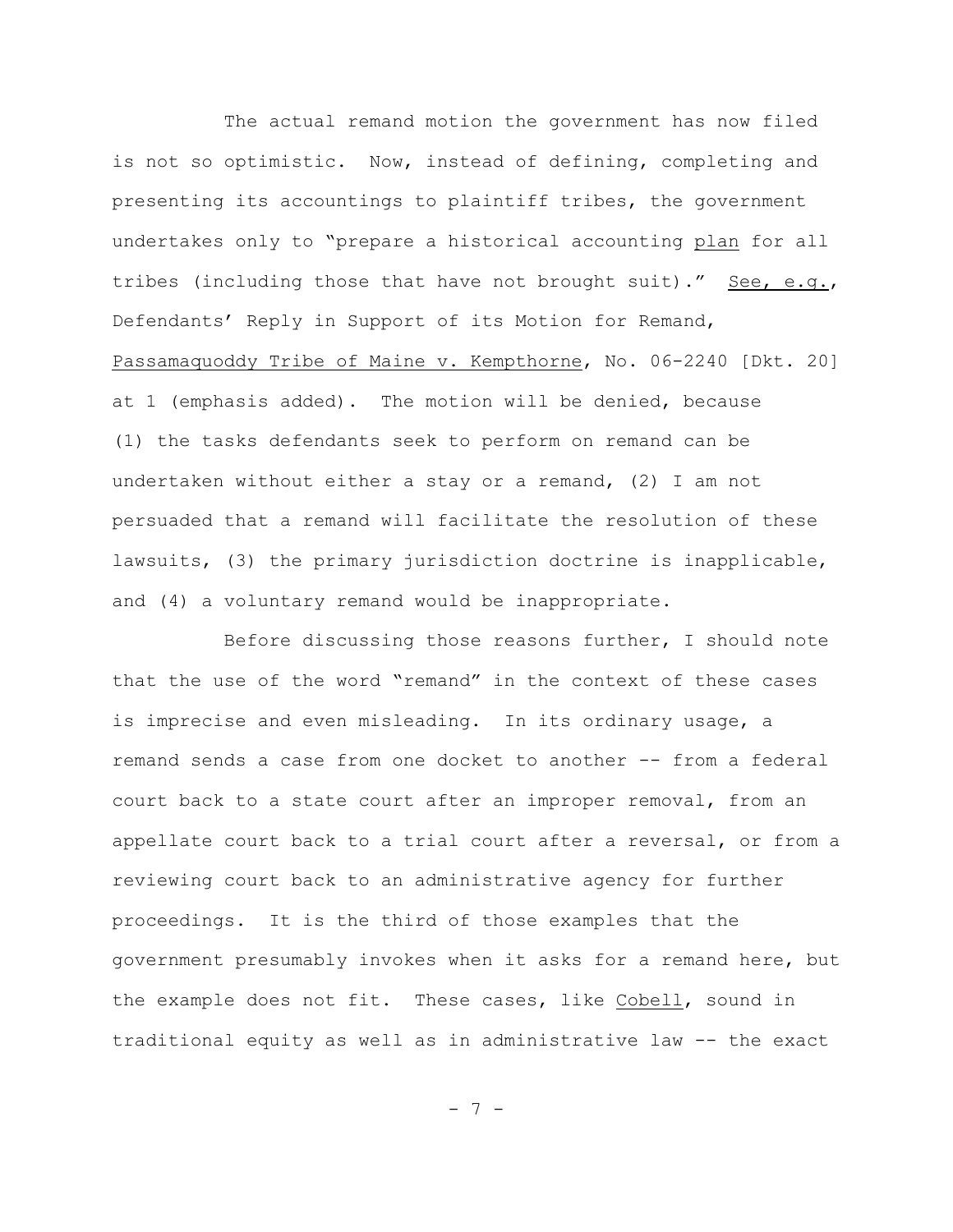The actual remand motion the government has now filed is not so optimistic. Now, instead of defining, completing and presenting its accountings to plaintiff tribes, the government undertakes only to "prepare a historical accounting _plan_ for all tribes (including those that have not brought suit)." _See, e.g._, Defendants' Reply in Support of its Motion for Remand, _Passamaquoddy Tribe of Maine v. Kempthorne_, No. 06-2240 [Dkt. 20] at 1 (emphasis added). The motion will be denied, because (1) the tasks defendants seek to perform on remand can be undertaken without either a stay or a remand, (2) I am not persuaded that a remand will facilitate the resolution of these lawsuits, (3) the primary jurisdiction doctrine is inapplicable, and (4) a voluntary remand would be inappropriate.

Before discussing those reasons further, I should note that the use of the word "remand" in the context of these cases is imprecise and even misleading. In its ordinary usage, a remand sends a case from one docket to another -- from a federal court back to a state court after an improper removal, from an appellate court back to a trial court after a reversal, or from a reviewing court back to an administrative agency for further proceedings. It is the third of those examples that the government presumably invokes when it asks for a remand here, but the example does not fit. These cases, like _Cobell_, sound in traditional equity as well as in administrative law -- the exact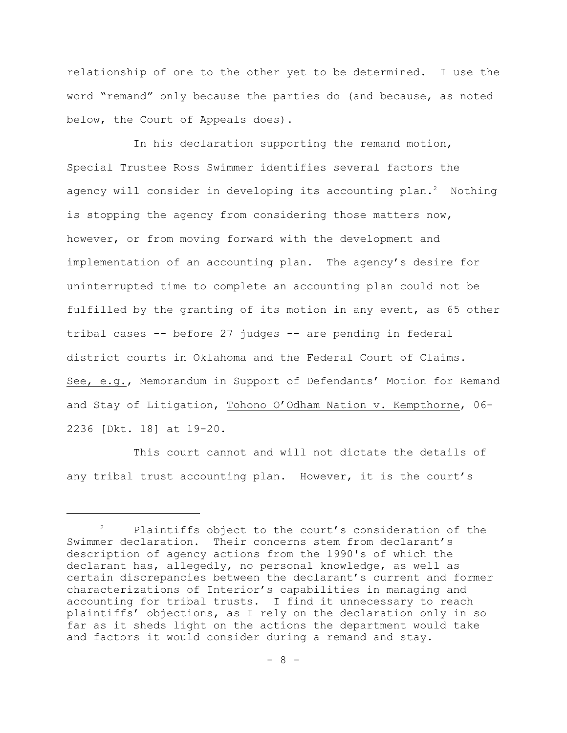relationship of one to the other yet to be determined. I use the word "remand" only because the parties do (and because, as noted below, the Court of Appeals does).

In his declaration supporting the remand motion, Special Trustee Ross Swimmer identifies several factors the agency will consider in developing its accounting plan.[2] Nothing is stopping the agency from considering those matters now, however, or from moving forward with the development and implementation of an accounting plan. The agency's desire for uninterrupted time to complete an accounting plan could not be fulfilled by the granting of its motion in any event, as 65 other tribal cases -- before 27 judges -- are pending in federal district courts in Oklahoma and the Federal Court of Claims. See, e.g., Memorandum in Support of Defendants' Motion for Remand and Stay of Litigation, Tohono O'Odham Nation v. Kempthorne, 06-2236 [Dkt. 18] at 19-20.

This court cannot and will not dictate the details of any tribal trust accounting plan. However, it is the court's

---

[2] Plaintiffs object to the court's consideration of the Swimmer declaration. Their concerns stem from declarant's description of agency actions from the 1990's of which the declarant has, allegedly, no personal knowledge, as well as certain discrepancies between the declarant's current and former characterizations of Interior's capabilities in managing and accounting for tribal trusts. I find it unnecessary to reach plaintiffs' objections, as I rely on the declaration only in so far as it sheds light on the actions the department would take and factors it would consider during a remand and stay.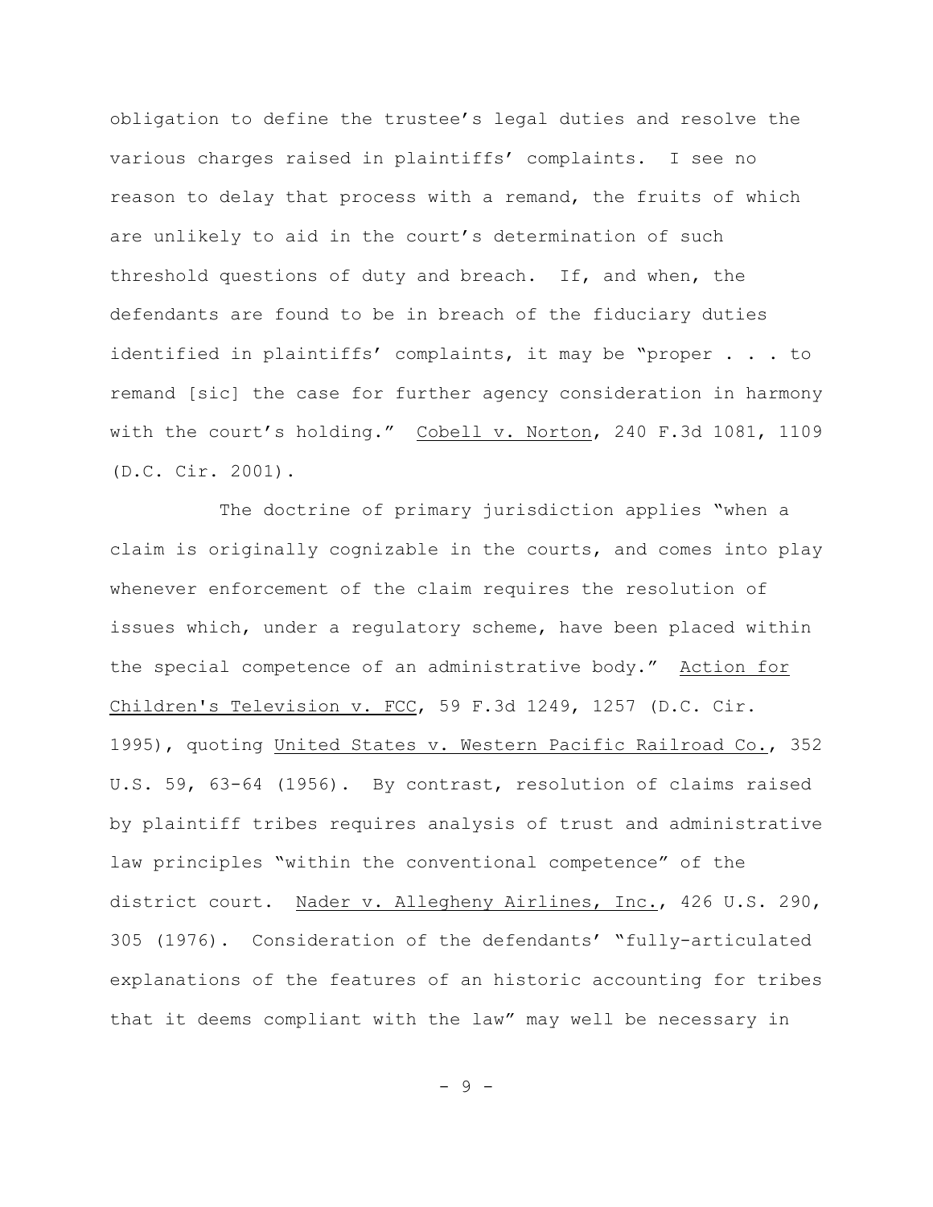obligation to define the trustee's legal duties and resolve the various charges raised in plaintiffs' complaints. I see no reason to delay that process with a remand, the fruits of which are unlikely to aid in the court's determination of such threshold questions of duty and breach. If, and when, the defendants are found to be in breach of the fiduciary duties identified in plaintiffs' complaints, it may be "proper . . . to remand [sic] the case for further agency consideration in harmony with the court's holding." Cobell v. Norton, 240 F.3d 1081, 1109 (D.C. Cir. 2001).

The doctrine of primary jurisdiction applies "when a claim is originally cognizable in the courts, and comes into play whenever enforcement of the claim requires the resolution of issues which, under a regulatory scheme, have been placed within the special competence of an administrative body." Action for Children's Television v. FCC, 59 F.3d 1249, 1257 (D.C. Cir. 1995), quoting United States v. Western Pacific Railroad Co., 352 U.S. 59, 63-64 (1956). By contrast, resolution of claims raised by plaintiff tribes requires analysis of trust and administrative law principles "within the conventional competence" of the district court. Nader v. Allegheny Airlines, Inc., 426 U.S. 290, 305 (1976). Consideration of the defendants' "fully-articulated explanations of the features of an historic accounting for tribes that it deems compliant with the law" may well be necessary in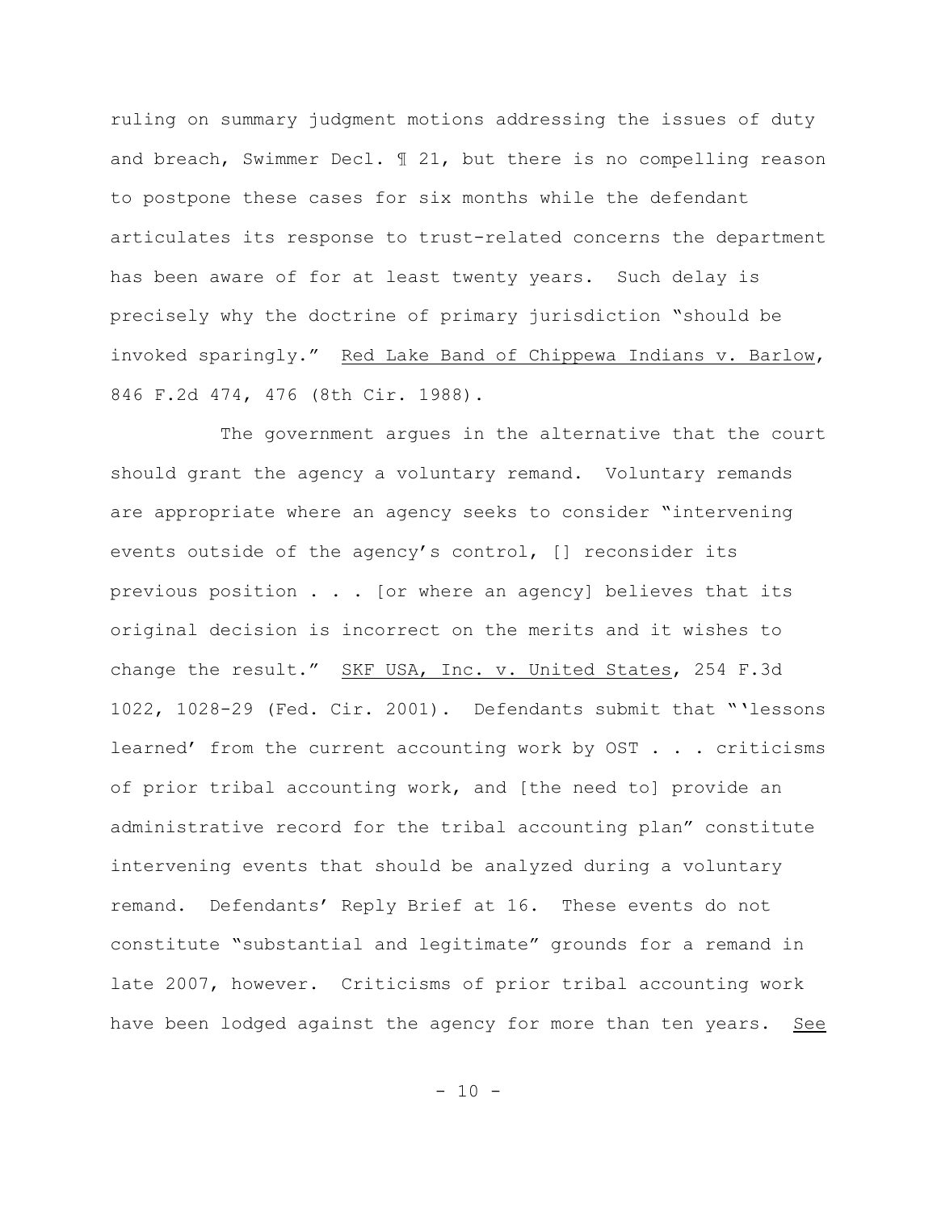ruling on summary judgment motions addressing the issues of duty and breach, Swimmer Decl. ¶ 21, but there is no compelling reason to postpone these cases for six months while the defendant articulates its response to trust-related concerns the department has been aware of for at least twenty years. Such delay is precisely why the doctrine of primary jurisdiction "should be invoked sparingly." Red Lake Band of Chippewa Indians v. Barlow, 846 F.2d 474, 476 (8th Cir. 1988).

The government argues in the alternative that the court should grant the agency a voluntary remand. Voluntary remands are appropriate where an agency seeks to consider "intervening events outside of the agency's control, [] reconsider its previous position . . . [or where an agency] believes that its original decision is incorrect on the merits and it wishes to change the result." SKF USA, Inc. v. United States, 254 F.3d 1022, 1028-29 (Fed. Cir. 2001). Defendants submit that "'lessons learned' from the current accounting work by OST . . . criticisms of prior tribal accounting work, and [the need to] provide an administrative record for the tribal accounting plan" constitute intervening events that should be analyzed during a voluntary remand. Defendants' Reply Brief at 16. These events do not constitute "substantial and legitimate" grounds for a remand in late 2007, however. Criticisms of prior tribal accounting work have been lodged against the agency for more than ten years. See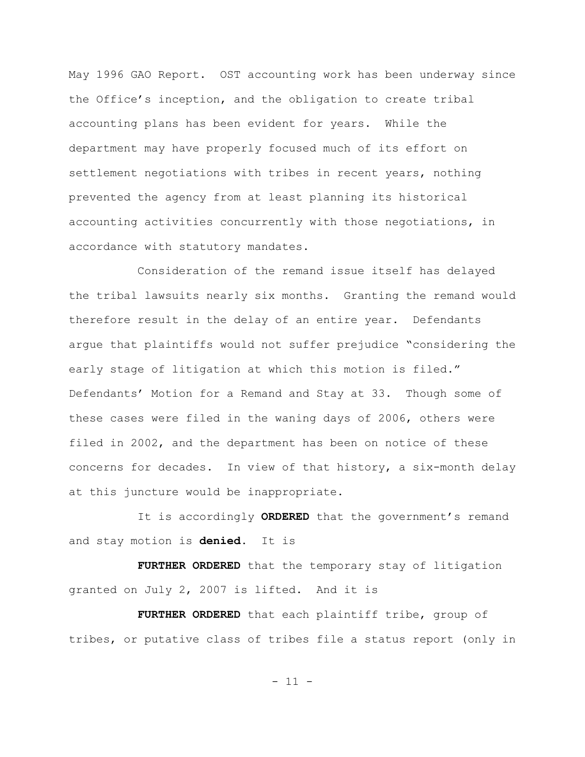May 1996 GAO Report. OST accounting work has been underway since the Office's inception, and the obligation to create tribal accounting plans has been evident for years. While the department may have properly focused much of its effort on settlement negotiations with tribes in recent years, nothing prevented the agency from at least planning its historical accounting activities concurrently with those negotiations, in accordance with statutory mandates.

Consideration of the remand issue itself has delayed the tribal lawsuits nearly six months. Granting the remand would therefore result in the delay of an entire year. Defendants argue that plaintiffs would not suffer prejudice "considering the early stage of litigation at which this motion is filed." Defendants' Motion for a Remand and Stay at 33. Though some of these cases were filed in the waning days of 2006, others were filed in 2002, and the department has been on notice of these concerns for decades. In view of that history, a six-month delay at this juncture would be inappropriate.

It is accordingly **ORDERED** that the government's remand and stay motion is **denied**. It is

**FURTHER ORDERED** that the temporary stay of litigation granted on July 2, 2007 is lifted. And it is

**FURTHER ORDERED** that each plaintiff tribe, group of tribes, or putative class of tribes file a status report (only in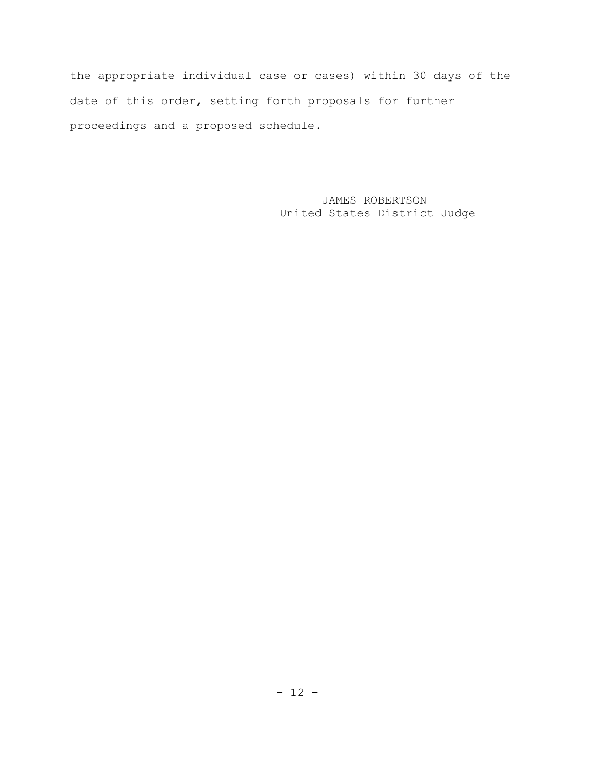the appropriate individual case or cases) within 30 days of the date of this order, setting forth proposals for further proceedings and a proposed schedule.

JAMES ROBERTSON
United States District Judge